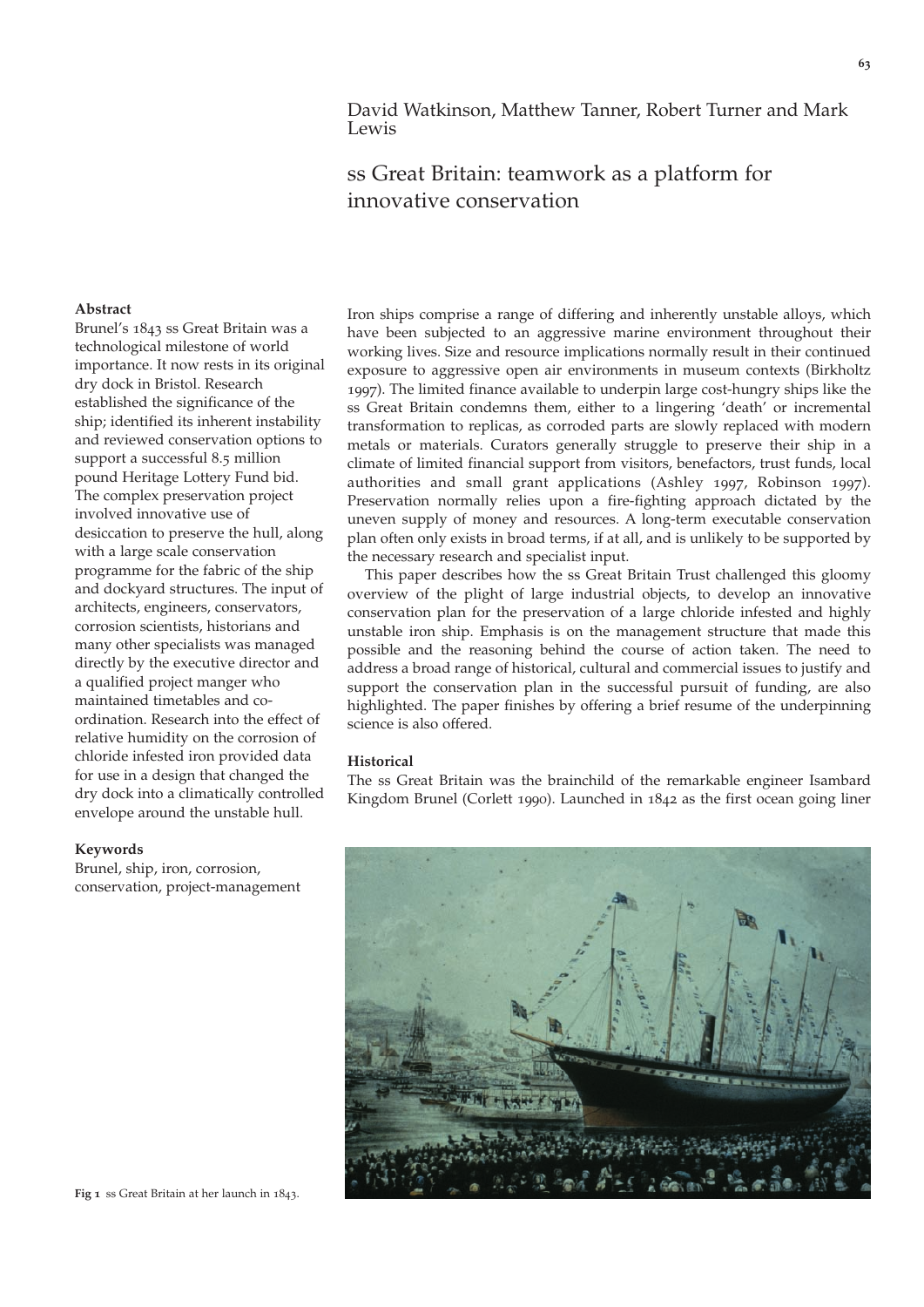David Watkinson, Matthew Tanner, Robert Turner and Mark Lewis

# ss Great Britain: teamwork as a platform for innovative conservation

### Abstract

Brunel's 1843 ss Great Britain was a technological milestone of world importance. It now rests in its original dry dock in Bristol. Research established the significance of the ship; identified its inherent instability and reviewed conservation options to support a successful 8.5 million pound Heritage Lottery Fund bid. The complex preservation project involved innovative use of desiccation to preserve the hull, along with a large scale conservation programme for the fabric of the ship and dockyard structures. The input of architects, engineers, conservators, corrosion scientists, historians and many other specialists was managed directly by the executive director and a qualified project manger who maintained timetables and co-ordination. Research into the effect of relative humidity on the corrosion of chloride infested iron provided data for use in a design that changed the dry dock into a climatically controlled envelope around the unstable hull.

### Keywords

Brunel, ship, iron, corrosion, conservation, project-management

Iron ships comprise a range of differing and inherently unstable alloys, which have been subjected to an aggressive marine environment throughout their working lives. Size and resource implications normally result in their continued exposure to aggressive open air environments in museum contexts (Birkholtz 1997). The limited finance available to underpin large cost-hungry ships like the ss Great Britain condemns them, either to a lingering 'death' or incremental transformation to replicas, as corroded parts are slowly replaced with modern metals or materials. Curators generally struggle to preserve their ship in a climate of limited financial support from visitors, benefactors, trust funds, local authorities and small grant applications (Ashley 1997, Robinson 1997). Preservation normally relies upon a fire-fighting approach dictated by the uneven supply of money and resources. A long-term executable conservation plan often only exists in broad terms, if at all, and is unlikely to be supported by the necessary research and specialist input.

This paper describes how the ss Great Britain Trust challenged this gloomy overview of the plight of large industrial objects, to develop an innovative conservation plan for the preservation of a large chloride infested and highly unstable iron ship. Emphasis is on the management structure that made this possible and the reasoning behind the course of action taken. The need to address a broad range of historical, cultural and commercial issues to justify and support the conservation plan in the successful pursuit of funding, are also highlighted. The paper finishes by offering a brief resume of the underpinning science is also offered.

### Historical

The ss Great Britain was the brainchild of the remarkable engineer Isambard Kingdom Brunel (Corlett 1990). Launched in 1842 as the first ocean going liner

**Fig 1** ss Great Britain at her launch in 1843.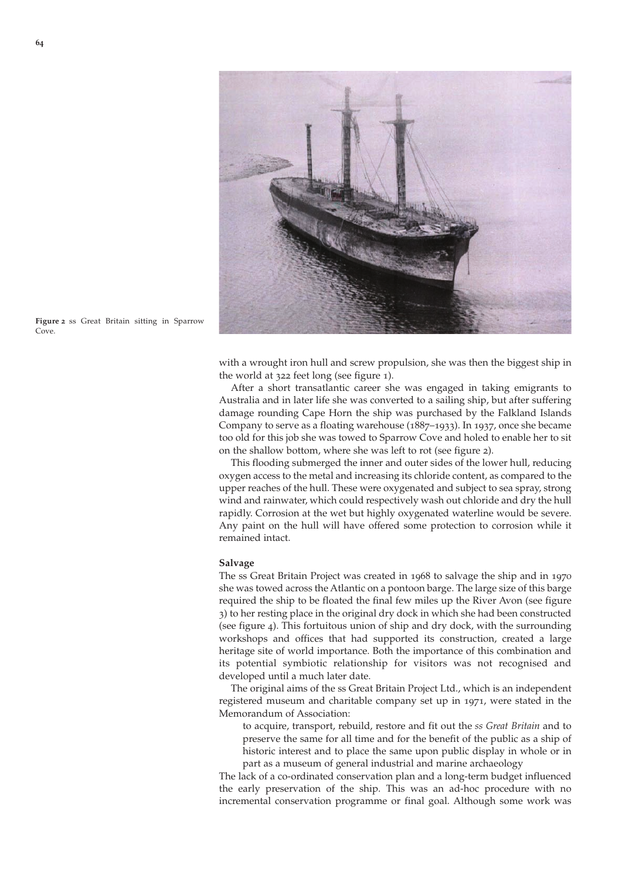Figure 2 ss Great Britain sitting in Sparrow Cove.

with a wrought iron hull and screw propulsion, she was then the biggest ship in the world at 322 feet long (see figure 1).

After a short transatlantic career she was engaged in taking emigrants to Australia and in later life she was converted to a sailing ship, but after suffering damage rounding Cape Horn the ship was purchased by the Falkland Islands Company to serve as a floating warehouse (1887–1933). In 1937, once she became too old for this job she was towed to Sparrow Cove and holed to enable her to sit on the shallow bottom, where she was left to rot (see figure 2).

This flooding submerged the inner and outer sides of the lower hull, reducing oxygen access to the metal and increasing its chloride content, as compared to the upper reaches of the hull. These were oxygenated and subject to sea spray, strong wind and rainwater, which could respectively wash out chloride and dry the hull rapidly. Corrosion at the wet but highly oxygenated waterline would be severe. Any paint on the hull will have offered some protection to corrosion while it remained intact.

### Salvage

The ss Great Britain Project was created in 1968 to salvage the ship and in 1970 she was towed across the Atlantic on a pontoon barge. The large size of this barge required the ship to be floated the final few miles up the River Avon (see figure 3) to her resting place in the original dry dock in which she had been constructed (see figure 4). This fortuitous union of ship and dry dock, with the surrounding workshops and offices that had supported its construction, created a large heritage site of world importance. Both the importance of this combination and its potential symbiotic relationship for visitors was not recognised and developed until a much later date.

The original aims of the ss Great Britain Project Ltd., which is an independent registered museum and charitable company set up in 1971, were stated in the Memorandum of Association:

> to acquire, transport, rebuild, restore and fit out the *ss Great Britain* and to preserve the same for all time and for the benefit of the public as a ship of historic interest and to place the same upon public display in whole or in part as a museum of general industrial and marine archaeology

The lack of a co-ordinated conservation plan and a long-term budget influenced the early preservation of the ship. This was an ad-hoc procedure with no incremental conservation programme or final goal. Although some work was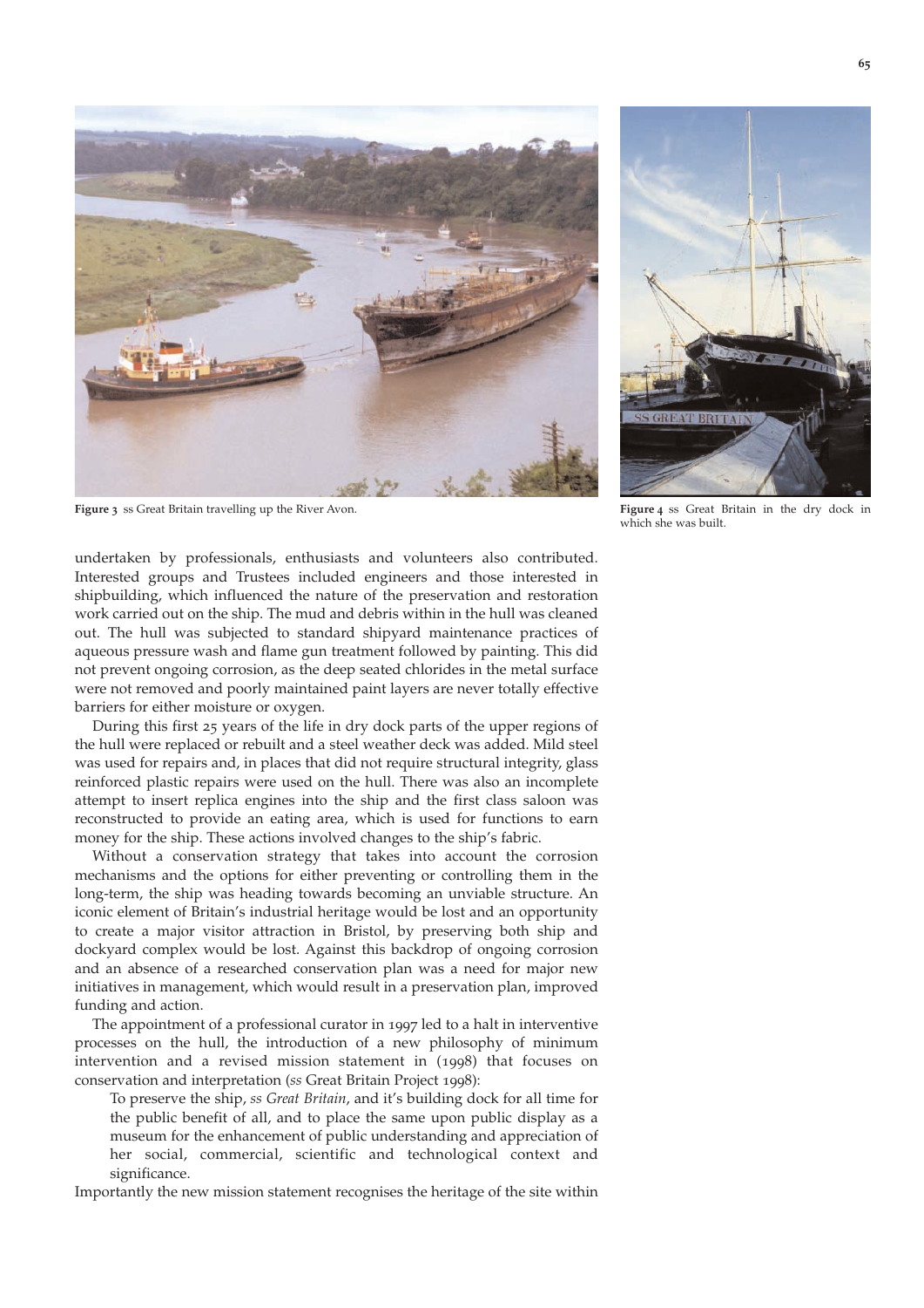Figure 3 ss Great Britain travelling up the River Avon.

Figure 4 ss Great Britain in the dry dock in which she was built.

undertaken by professionals, enthusiasts and volunteers also contributed. Interested groups and Trustees included engineers and those interested in shipbuilding, which influenced the nature of the preservation and restoration work carried out on the ship. The mud and debris within in the hull was cleaned out. The hull was subjected to standard shipyard maintenance practices of aqueous pressure wash and flame gun treatment followed by painting. This did not prevent ongoing corrosion, as the deep seated chlorides in the metal surface were not removed and poorly maintained paint layers are never totally effective barriers for either moisture or oxygen.

During this first 25 years of the life in dry dock parts of the upper regions of the hull were replaced or rebuilt and a steel weather deck was added. Mild steel was used for repairs and, in places that did not require structural integrity, glass reinforced plastic repairs were used on the hull. There was also an incomplete attempt to insert replica engines into the ship and the first class saloon was reconstructed to provide an eating area, which is used for functions to earn money for the ship. These actions involved changes to the ship's fabric.

Without a conservation strategy that takes into account the corrosion mechanisms and the options for either preventing or controlling them in the long-term, the ship was heading towards becoming an unviable structure. An iconic element of Britain's industrial heritage would be lost and an opportunity to create a major visitor attraction in Bristol, by preserving both ship and dockyard complex would be lost. Against this backdrop of ongoing corrosion and an absence of a researched conservation plan was a need for major new initiatives in management, which would result in a preservation plan, improved funding and action.

The appointment of a professional curator in 1997 led to a halt in interventive processes on the hull, the introduction of a new philosophy of minimum intervention and a revised mission statement in (1998) that focuses on conservation and interpretation (*ss* Great Britain Project 1998):

> To preserve the ship, *ss Great Britain*, and it's building dock for all time for the public benefit of all, and to place the same upon public display as a museum for the enhancement of public understanding and appreciation of her social, commercial, scientific and technological context and significance.

Importantly the new mission statement recognises the heritage of the site within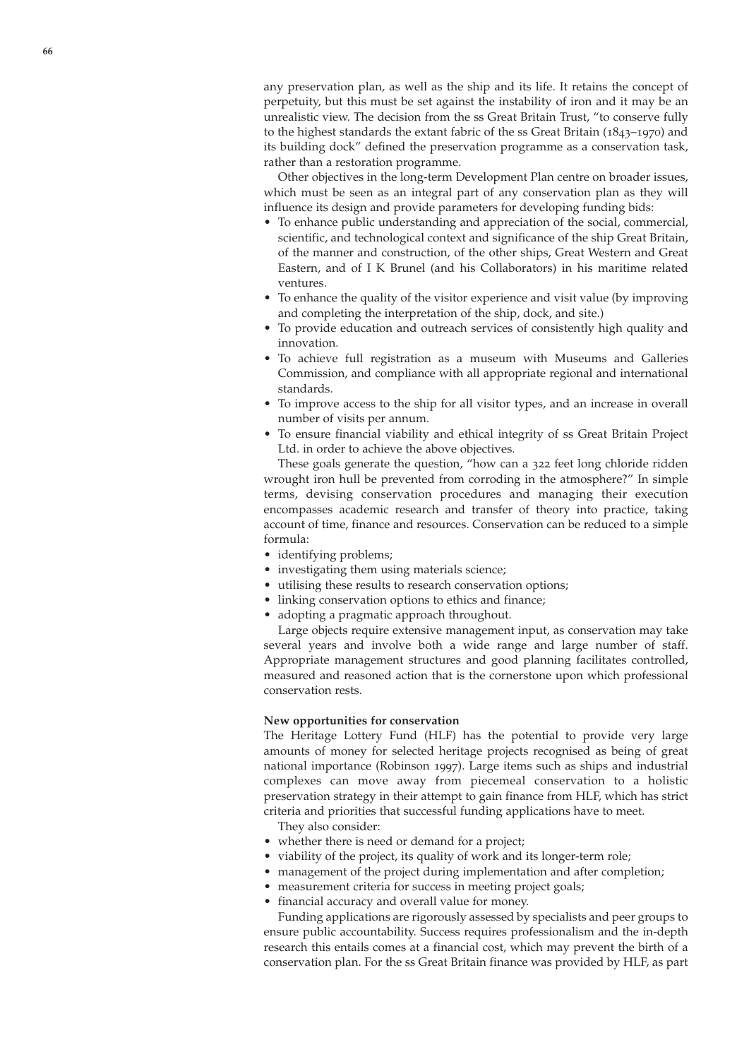any preservation plan, as well as the ship and its life. It retains the concept of perpetuity, but this must be set against the instability of iron and it may be an unrealistic view. The decision from the ss Great Britain Trust, "to conserve fully to the highest standards the extant fabric of the ss Great Britain (1843–1970) and its building dock" defined the preservation programme as a conservation task, rather than a restoration programme.

Other objectives in the long-term Development Plan centre on broader issues, which must be seen as an integral part of any conservation plan as they will influence its design and provide parameters for developing funding bids:

- To enhance public understanding and appreciation of the social, commercial, scientific, and technological context and significance of the ship Great Britain, of the manner and construction, of the other ships, Great Western and Great Eastern, and of I K Brunel (and his Collaborators) in his maritime related ventures.
- To enhance the quality of the visitor experience and visit value (by improving and completing the interpretation of the ship, dock, and site.)
- To provide education and outreach services of consistently high quality and innovation.
- To achieve full registration as a museum with Museums and Galleries Commission, and compliance with all appropriate regional and international standards.
- To improve access to the ship for all visitor types, and an increase in overall number of visits per annum.
- To ensure financial viability and ethical integrity of ss Great Britain Project Ltd. in order to achieve the above objectives.

These goals generate the question, "how can a 322 feet long chloride ridden wrought iron hull be prevented from corroding in the atmosphere?" In simple terms, devising conservation procedures and managing their execution encompasses academic research and transfer of theory into practice, taking account of time, finance and resources. Conservation can be reduced to a simple formula:

- identifying problems;
- investigating them using materials science;
- utilising these results to research conservation options;
- linking conservation options to ethics and finance;
- adopting a pragmatic approach throughout.

Large objects require extensive management input, as conservation may take several years and involve both a wide range and large number of staff. Appropriate management structures and good planning facilitates controlled, measured and reasoned action that is the cornerstone upon which professional conservation rests.

**New opportunities for conservation**

The Heritage Lottery Fund (HLF) has the potential to provide very large amounts of money for selected heritage projects recognised as being of great national importance (Robinson 1997). Large items such as ships and industrial complexes can move away from piecemeal conservation to a holistic preservation strategy in their attempt to gain finance from HLF, which has strict criteria and priorities that successful funding applications have to meet.

They also consider:

- whether there is need or demand for a project;
- viability of the project, its quality of work and its longer-term role;
- management of the project during implementation and after completion;
- measurement criteria for success in meeting project goals;
- financial accuracy and overall value for money.

Funding applications are rigorously assessed by specialists and peer groups to ensure public accountability. Success requires professionalism and the in-depth research this entails comes at a financial cost, which may prevent the birth of a conservation plan. For the ss Great Britain finance was provided by HLF, as part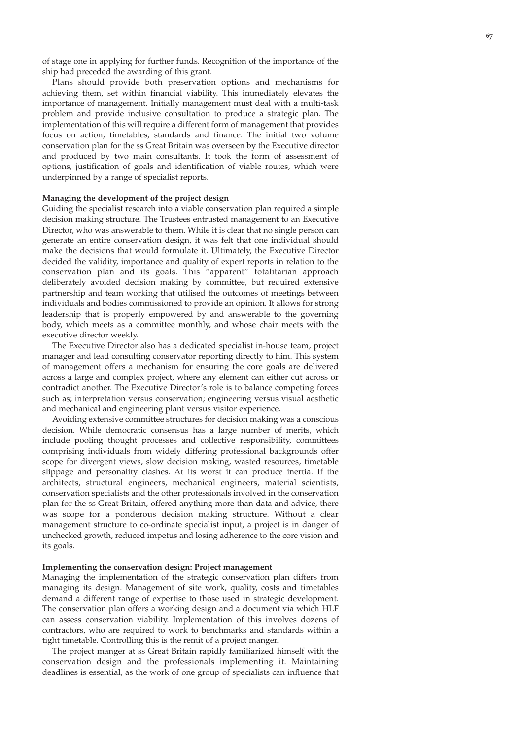of stage one in applying for further funds. Recognition of the importance of the ship had preceded the awarding of this grant.

Plans should provide both preservation options and mechanisms for achieving them, set within financial viability. This immediately elevates the importance of management. Initially management must deal with a multi-task problem and provide inclusive consultation to produce a strategic plan. The implementation of this will require a different form of management that provides focus on action, timetables, standards and finance. The initial two volume conservation plan for the ss Great Britain was overseen by the Executive director and produced by two main consultants. It took the form of assessment of options, justification of goals and identification of viable routes, which were underpinned by a range of specialist reports.

**Managing the development of the project design**

Guiding the specialist research into a viable conservation plan required a simple decision making structure. The Trustees entrusted management to an Executive Director, who was answerable to them. While it is clear that no single person can generate an entire conservation design, it was felt that one individual should make the decisions that would formulate it. Ultimately, the Executive Director decided the validity, importance and quality of expert reports in relation to the conservation plan and its goals. This "apparent" totalitarian approach deliberately avoided decision making by committee, but required extensive partnership and team working that utilised the outcomes of meetings between individuals and bodies commissioned to provide an opinion. It allows for strong leadership that is properly empowered by and answerable to the governing body, which meets as a committee monthly, and whose chair meets with the executive director weekly.

The Executive Director also has a dedicated specialist in-house team, project manager and lead consulting conservator reporting directly to him. This system of management offers a mechanism for ensuring the core goals are delivered across a large and complex project, where any element can either cut across or contradict another. The Executive Director's role is to balance competing forces such as; interpretation versus conservation; engineering versus visual aesthetic and mechanical and engineering plant versus visitor experience.

Avoiding extensive committee structures for decision making was a conscious decision. While democratic consensus has a large number of merits, which include pooling thought processes and collective responsibility, committees comprising individuals from widely differing professional backgrounds offer scope for divergent views, slow decision making, wasted resources, timetable slippage and personality clashes. At its worst it can produce inertia. If the architects, structural engineers, mechanical engineers, material scientists, conservation specialists and the other professionals involved in the conservation plan for the ss Great Britain, offered anything more than data and advice, there was scope for a ponderous decision making structure. Without a clear management structure to co-ordinate specialist input, a project is in danger of unchecked growth, reduced impetus and losing adherence to the core vision and its goals.

**Implementing the conservation design: Project management**

Managing the implementation of the strategic conservation plan differs from managing its design. Management of site work, quality, costs and timetables demand a different range of expertise to those used in strategic development. The conservation plan offers a working design and a document via which HLF can assess conservation viability. Implementation of this involves dozens of contractors, who are required to work to benchmarks and standards within a tight timetable. Controlling this is the remit of a project manger.

The project manger at ss Great Britain rapidly familiarized himself with the conservation design and the professionals implementing it. Maintaining deadlines is essential, as the work of one group of specialists can influence that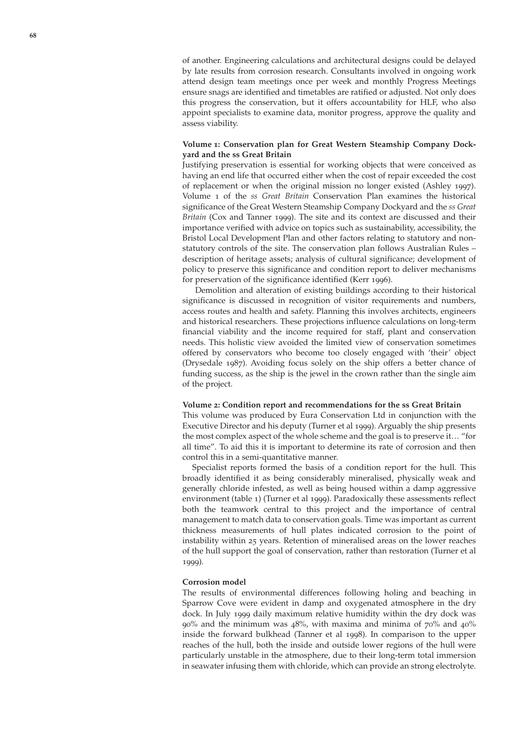of another. Engineering calculations and architectural designs could be delayed by late results from corrosion research. Consultants involved in ongoing work attend design team meetings once per week and monthly Progress Meetings ensure snags are identified and timetables are ratified or adjusted. Not only does this progress the conservation, but it offers accountability for HLF, who also appoint specialists to examine data, monitor progress, approve the quality and assess viability.

### Volume 1: Conservation plan for Great Western Steamship Company Dockyard and the ss Great Britain

Justifying preservation is essential for working objects that were conceived as having an end life that occurred either when the cost of repair exceeded the cost of replacement or when the original mission no longer existed (Ashley 1997). Volume 1 of the *ss Great Britain* Conservation Plan examines the historical significance of the Great Western Steamship Company Dockyard and the *ss Great Britain* (Cox and Tanner 1999). The site and its context are discussed and their importance verified with advice on topics such as sustainability, accessibility, the Bristol Local Development Plan and other factors relating to statutory and non-statutory controls of the site. The conservation plan follows Australian Rules – description of heritage assets; analysis of cultural significance; development of policy to preserve this significance and condition report to deliver mechanisms for preservation of the significance identified (Kerr 1996).

Demolition and alteration of existing buildings according to their historical significance is discussed in recognition of visitor requirements and numbers, access routes and health and safety. Planning this involves architects, engineers and historical researchers. These projections influence calculations on long-term financial viability and the income required for staff, plant and conservation needs. This holistic view avoided the limited view of conservation sometimes offered by conservators who become too closely engaged with 'their' object (Drysedale 1987). Avoiding focus solely on the ship offers a better chance of funding success, as the ship is the jewel in the crown rather than the single aim of the project.

### Volume 2: Condition report and recommendations for the ss Great Britain

This volume was produced by Eura Conservation Ltd in conjunction with the Executive Director and his deputy (Turner et al 1999). Arguably the ship presents the most complex aspect of the whole scheme and the goal is to preserve it… "for all time". To aid this it is important to determine its rate of corrosion and then control this in a semi-quantitative manner.

Specialist reports formed the basis of a condition report for the hull. This broadly identified it as being considerably mineralised, physically weak and generally chloride infested, as well as being housed within a damp aggressive environment (table 1) (Turner et al 1999). Paradoxically these assessments reflect both the teamwork central to this project and the importance of central management to match data to conservation goals. Time was important as current thickness measurements of hull plates indicated corrosion to the point of instability within 25 years. Retention of mineralised areas on the lower reaches of the hull support the goal of conservation, rather than restoration (Turner et al 1999).

### Corrosion model

The results of environmental differences following holing and beaching in Sparrow Cove were evident in damp and oxygenated atmosphere in the dry dock. In July 1999 daily maximum relative humidity within the dry dock was 90% and the minimum was 48%, with maxima and minima of 70% and 40% inside the forward bulkhead (Tanner et al 1998). In comparison to the upper reaches of the hull, both the inside and outside lower regions of the hull were particularly unstable in the atmosphere, due to their long-term total immersion in seawater infusing them with chloride, which can provide an strong electrolyte.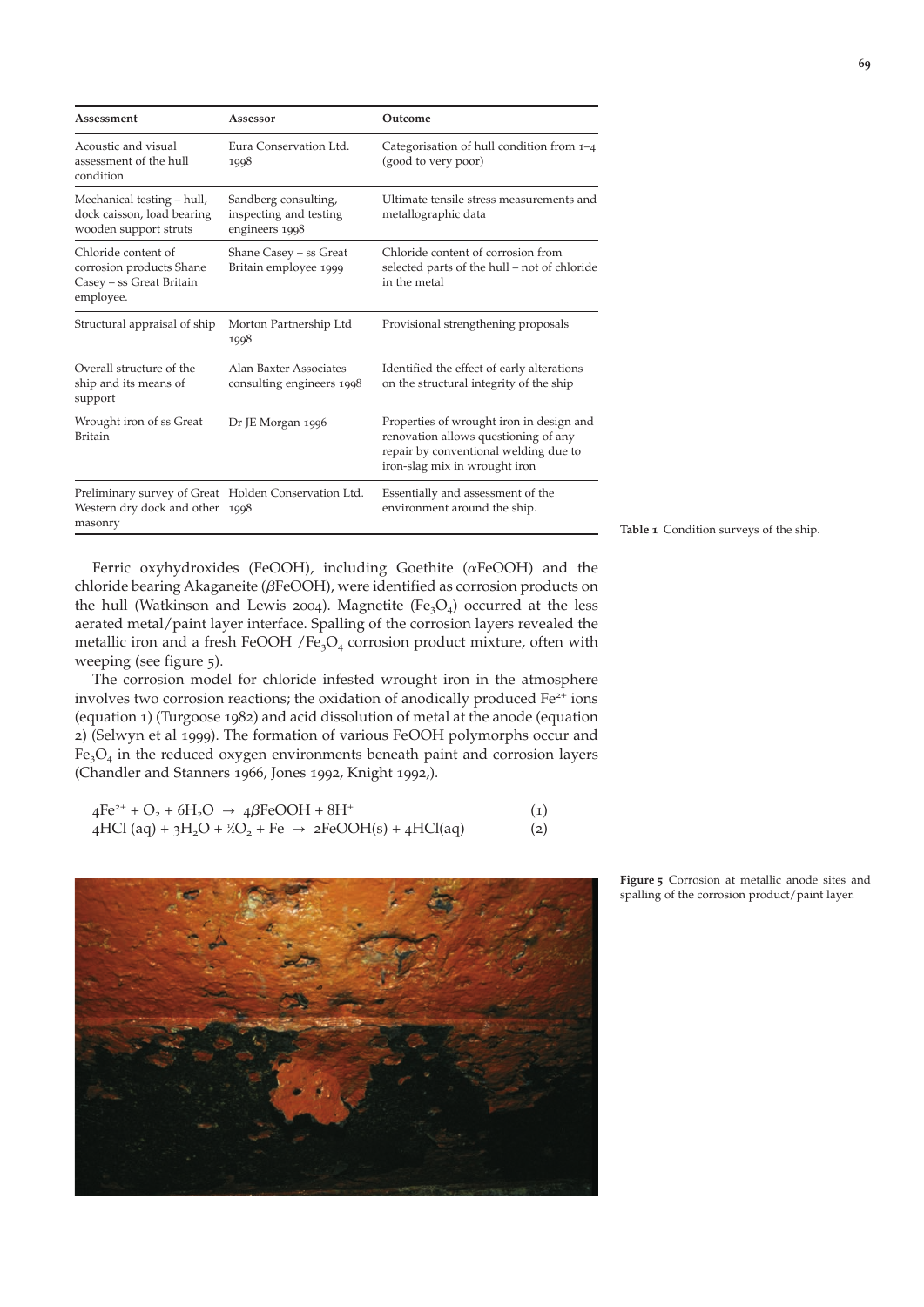| Assessment | Assessor | Outcome |
| --- | --- | --- |
| Acoustic and visual assessment of the hull condition | Eura Conservation Ltd. 1998 | Categorisation of hull condition from 1–4 (good to very poor) |
| Mechanical testing – hull, dock caisson, load bearing wooden support struts | Sandberg consulting, inspecting and testing engineers 1998 | Ultimate tensile stress measurements and metallographic data |
| Chloride content of corrosion products Shane Casey – ss Great Britain employee. | Shane Casey – ss Great Britain employee 1999 | Chloride content of corrosion from selected parts of the hull – not of chloride in the metal |
| Structural appraisal of ship | Morton Partnership Ltd 1998 | Provisional strengthening proposals |
| Overall structure of the ship and its means of support | Alan Baxter Associates consulting engineers 1998 | Identified the effect of early alterations on the structural integrity of the ship |
| Wrought iron of ss Great Britain | Dr JE Morgan 1996 | Properties of wrought iron in design and renovation allows questioning of any repair by conventional welding due to iron-slag mix in wrought iron |
| Preliminary survey of Great Western dry dock and other masonry | Holden Conservation Ltd. 1998 | Essentially and assessment of the environment around the ship. |

**Table 1** Condition surveys of the ship.

Ferric oxyhydroxides (FeOOH), including Goethite ($\alpha$FeOOH) and the chloride bearing Akaganeite ($\beta$FeOOH), were identified as corrosion products on the hull (Watkinson and Lewis 2004). Magnetite ($Fe_3O_4$) occurred at the less aerated metal/paint layer interface. Spalling of the corrosion layers revealed the metallic iron and a fresh FeOOH /$Fe_3O_4$ corrosion product mixture, often with weeping (see figure 5).

The corrosion model for chloride infested wrought iron in the atmosphere involves two corrosion reactions; the oxidation of anodically produced $Fe^{2+}$ ions (equation 1) (Turgoose 1982) and acid dissolution of metal at the anode (equation 2) (Selwyn et al 1999). The formation of various FeOOH polymorphs occur and $Fe_3O_4$ in the reduced oxygen environments beneath paint and corrosion layers (Chandler and Stanners 1966, Jones 1992, Knight 1992,).

$$4Fe^{2+} + O_2 + 6H_2O \rightarrow 4\beta FeOOH + 8H^+ \quad (1)$$

$$4HCl\,(aq) + 3H_2O + \tfrac{1}{2}O_2 + Fe \rightarrow 2FeOOH(s) + 4HCl(aq) \quad (2)$$

**Figure 5** Corrosion at metallic anode sites and spalling of the corrosion product/paint layer.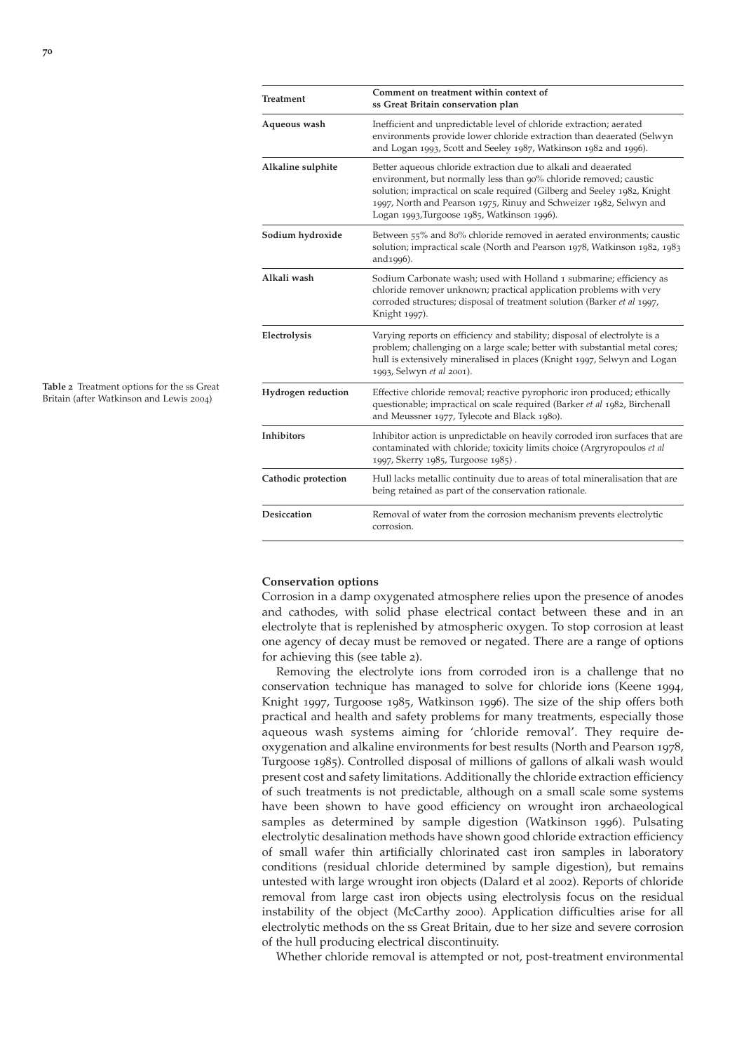Table 2 Treatment options for the ss Great Britain (after Watkinson and Lewis 2004)

| Treatment | Comment on treatment within context of ss Great Britain conservation plan |
| --- | --- |
| **Aqueous wash** | Inefficient and unpredictable level of chloride extraction; aerated environments provide lower chloride extraction than deaerated (Selwyn and Logan 1993, Scott and Seeley 1987, Watkinson 1982 and 1996). |
| **Alkaline sulphite** | Better aqueous chloride extraction due to alkali and deaerated environment, but normally less than 90% chloride removed; caustic solution; impractical on scale required (Gilberg and Seeley 1982, Knight 1997, North and Pearson 1975, Rinuy and Schweizer 1982, Selwyn and Logan 1993,Turgoose 1985, Watkinson 1996). |
| **Sodium hydroxide** | Between 55% and 80% chloride removed in aerated environments; caustic solution; impractical scale (North and Pearson 1978, Watkinson 1982, 1983 and1996). |
| **Alkali wash** | Sodium Carbonate wash; used with Holland 1 submarine; efficiency as chloride remover unknown; practical application problems with very corroded structures; disposal of treatment solution (Barker *et al* 1997, Knight 1997). |
| **Electrolysis** | Varying reports on efficiency and stability; disposal of electrolyte is a problem; challenging on a large scale; better with substantial metal cores; hull is extensively mineralised in places (Knight 1997, Selwyn and Logan 1993, Selwyn *et al* 2001). |
| **Hydrogen reduction** | Effective chloride removal; reactive pyrophoric iron produced; ethically questionable; impractical on scale required (Barker *et al* 1982, Birchenall and Meussner 1977, Tylecote and Black 1980). |
| **Inhibitors** | Inhibitor action is unpredictable on heavily corroded iron surfaces that are contaminated with chloride; toxicity limits choice (Argryropoulos *et al* 1997, Skerry 1985, Turgoose 1985) . |
| **Cathodic protection** | Hull lacks metallic continuity due to areas of total mineralisation that are being retained as part of the conservation rationale. |
| **Desiccation** | Removal of water from the corrosion mechanism prevents electrolytic corrosion. |

### Conservation options

Corrosion in a damp oxygenated atmosphere relies upon the presence of anodes and cathodes, with solid phase electrical contact between these and in an electrolyte that is replenished by atmospheric oxygen. To stop corrosion at least one agency of decay must be removed or negated. There are a range of options for achieving this (see table 2).

Removing the electrolyte ions from corroded iron is a challenge that no conservation technique has managed to solve for chloride ions (Keene 1994, Knight 1997, Turgoose 1985, Watkinson 1996). The size of the ship offers both practical and health and safety problems for many treatments, especially those aqueous wash systems aiming for 'chloride removal'. They require deoxygenation and alkaline environments for best results (North and Pearson 1978, Turgoose 1985). Controlled disposal of millions of gallons of alkali wash would present cost and safety limitations. Additionally the chloride extraction efficiency of such treatments is not predictable, although on a small scale some systems have been shown to have good efficiency on wrought iron archaeological samples as determined by sample digestion (Watkinson 1996). Pulsating electrolytic desalination methods have shown good chloride extraction efficiency of small wafer thin artificially chlorinated cast iron samples in laboratory conditions (residual chloride determined by sample digestion), but remains untested with large wrought iron objects (Dalard et al 2002). Reports of chloride removal from large cast iron objects using electrolysis focus on the residual instability of the object (McCarthy 2000). Application difficulties arise for all electrolytic methods on the ss Great Britain, due to her size and severe corrosion of the hull producing electrical discontinuity.

Whether chloride removal is attempted or not, post-treatment environmental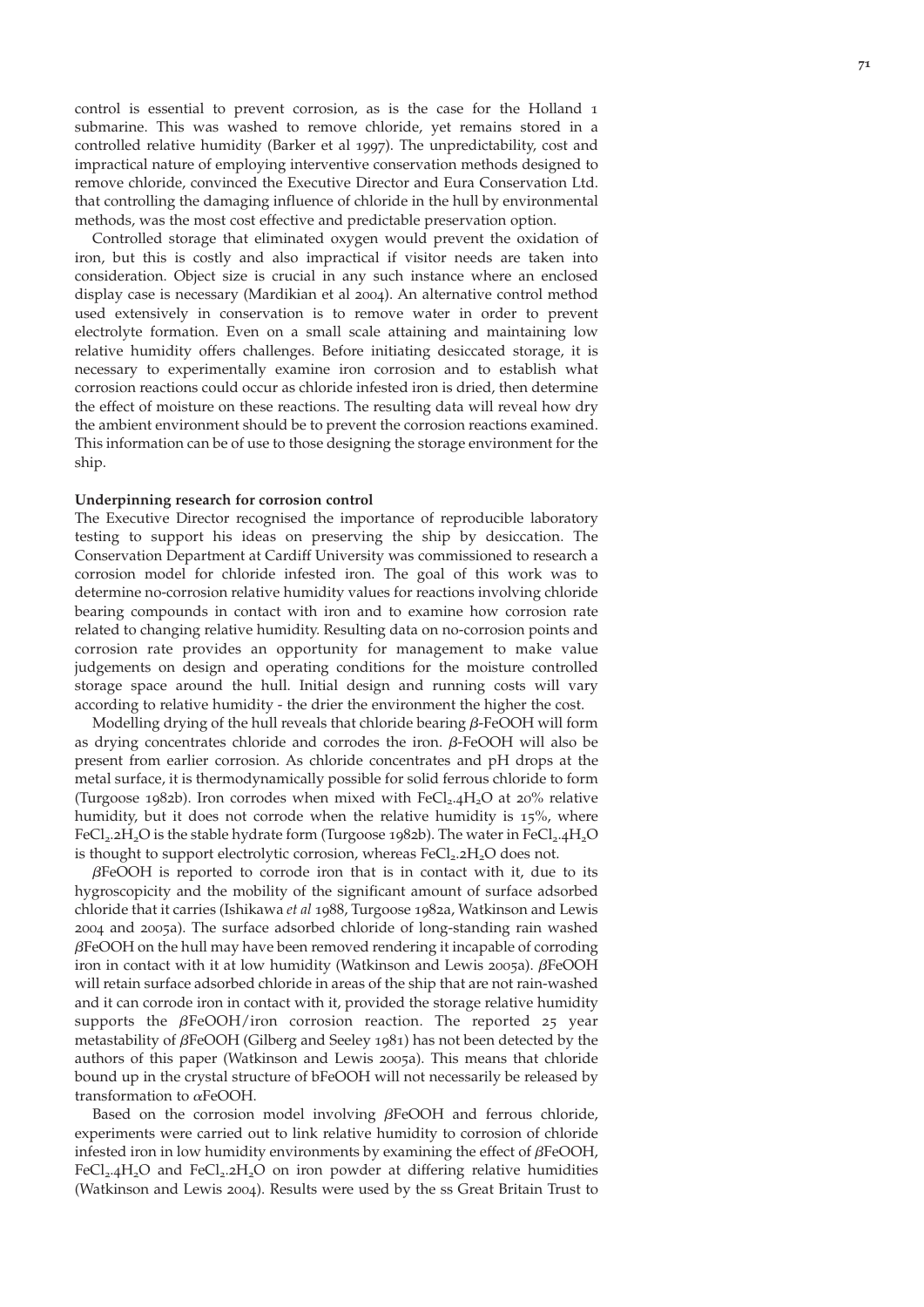control is essential to prevent corrosion, as is the case for the Holland 1 submarine. This was washed to remove chloride, yet remains stored in a controlled relative humidity (Barker et al 1997). The unpredictability, cost and impractical nature of employing interventive conservation methods designed to remove chloride, convinced the Executive Director and Eura Conservation Ltd. that controlling the damaging influence of chloride in the hull by environmental methods, was the most cost effective and predictable preservation option.

Controlled storage that eliminated oxygen would prevent the oxidation of iron, but this is costly and also impractical if visitor needs are taken into consideration. Object size is crucial in any such instance where an enclosed display case is necessary (Mardikian et al 2004). An alternative control method used extensively in conservation is to remove water in order to prevent electrolyte formation. Even on a small scale attaining and maintaining low relative humidity offers challenges. Before initiating desiccated storage, it is necessary to experimentally examine iron corrosion and to establish what corrosion reactions could occur as chloride infested iron is dried, then determine the effect of moisture on these reactions. The resulting data will reveal how dry the ambient environment should be to prevent the corrosion reactions examined. This information can be of use to those designing the storage environment for the ship.

**Underpinning research for corrosion control**

The Executive Director recognised the importance of reproducible laboratory testing to support his ideas on preserving the ship by desiccation. The Conservation Department at Cardiff University was commissioned to research a corrosion model for chloride infested iron. The goal of this work was to determine no-corrosion relative humidity values for reactions involving chloride bearing compounds in contact with iron and to examine how corrosion rate related to changing relative humidity. Resulting data on no-corrosion points and corrosion rate provides an opportunity for management to make value judgements on design and operating conditions for the moisture controlled storage space around the hull. Initial design and running costs will vary according to relative humidity - the drier the environment the higher the cost.

Modelling drying of the hull reveals that chloride bearing $\beta$-FeOOH will form as drying concentrates chloride and corrodes the iron. $\beta$-FeOOH will also be present from earlier corrosion. As chloride concentrates and pH drops at the metal surface, it is thermodynamically possible for solid ferrous chloride to form (Turgoose 1982b). Iron corrodes when mixed with $FeCl_2.4H_2O$ at 20% relative humidity, but it does not corrode when the relative humidity is 15%, where $FeCl_2.2H_2O$ is the stable hydrate form (Turgoose 1982b). The water in $FeCl_2.4H_2O$ is thought to support electrolytic corrosion, whereas $FeCl_2.2H_2O$ does not.

$\beta$FeOOH is reported to corrode iron that is in contact with it, due to its hygroscopicity and the mobility of the significant amount of surface adsorbed chloride that it carries (Ishikawa *et al* 1988, Turgoose 1982a, Watkinson and Lewis 2004 and 2005a). The surface adsorbed chloride of long-standing rain washed $\beta$FeOOH on the hull may have been removed rendering it incapable of corroding iron in contact with it at low humidity (Watkinson and Lewis 2005a). $\beta$FeOOH will retain surface adsorbed chloride in areas of the ship that are not rain-washed and it can corrode iron in contact with it, provided the storage relative humidity supports the $\beta$FeOOH/iron corrosion reaction. The reported 25 year metastability of $\beta$FeOOH (Gilberg and Seeley 1981) has not been detected by the authors of this paper (Watkinson and Lewis 2005a). This means that chloride bound up in the crystal structure of bFeOOH will not necessarily be released by transformation to $\alpha$FeOOH.

Based on the corrosion model involving $\beta$FeOOH and ferrous chloride, experiments were carried out to link relative humidity to corrosion of chloride infested iron in low humidity environments by examining the effect of $\beta$FeOOH, $FeCl_2.4H_2O$ and $FeCl_2.2H_2O$ on iron powder at differing relative humidities (Watkinson and Lewis 2004). Results were used by the ss Great Britain Trust to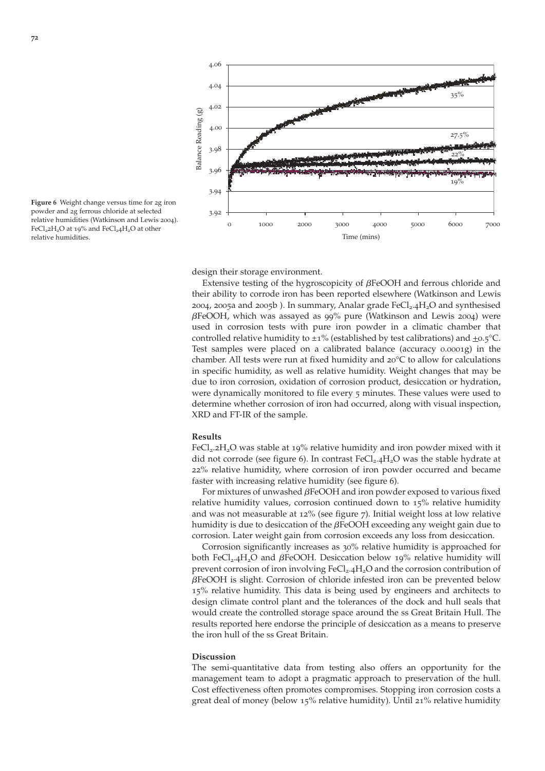Figure 6 Weight change versus time for 2g iron powder and 2g ferrous chloride at selected relative humidities (Watkinson and Lewis 2004). $FeCl_2 2H_2O$ at 19% and $FeCl_2 4H_2O$ at other relative humidities.

design their storage environment.

Extensive testing of the hygroscopicity of $\beta$FeOOH and ferrous chloride and their ability to corrode iron has been reported elsewhere (Watkinson and Lewis 2004, 2005a and 2005b ). In summary, Analar grade $FeCl_2.4H_2O$ and synthesised $\beta$FeOOH, which was assayed as 99% pure (Watkinson and Lewis 2004) were used in corrosion tests with pure iron powder in a climatic chamber that controlled relative humidity to ±1% (established by test calibrations) and ±0.5°C. Test samples were placed on a calibrated balance (accuracy 0.0001g) in the chamber. All tests were run at fixed humidity and 20°C to allow for calculations in specific humidity, as well as relative humidity. Weight changes that may be due to iron corrosion, oxidation of corrosion product, desiccation or hydration, were dynamically monitored to file every 5 minutes. These values were used to determine whether corrosion of iron had occurred, along with visual inspection, XRD and FT-IR of the sample.

### Results

$FeCl_2.2H_2O$ was stable at 19% relative humidity and iron powder mixed with it did not corrode (see figure 6). In contrast $FeCl_2.4H_2O$ was the stable hydrate at 22% relative humidity, where corrosion of iron powder occurred and became faster with increasing relative humidity (see figure 6).

For mixtures of unwashed $\beta$FeOOH and iron powder exposed to various fixed relative humidity values, corrosion continued down to 15% relative humidity and was not measurable at 12% (see figure 7). Initial weight loss at low relative humidity is due to desiccation of the $\beta$FeOOH exceeding any weight gain due to corrosion. Later weight gain from corrosion exceeds any loss from desiccation.

Corrosion significantly increases as 30% relative humidity is approached for both $FeCl_2.4H_2O$ and $\beta$FeOOH. Desiccation below 19% relative humidity will prevent corrosion of iron involving $FeCl_2.4H_2O$ and the corrosion contribution of $\beta$FeOOH is slight. Corrosion of chloride infested iron can be prevented below 15% relative humidity. This data is being used by engineers and architects to design climate control plant and the tolerances of the dock and hull seals that would create the controlled storage space around the ss Great Britain Hull. The results reported here endorse the principle of desiccation as a means to preserve the iron hull of the ss Great Britain.

### Discussion

The semi-quantitative data from testing also offers an opportunity for the management team to adopt a pragmatic approach to preservation of the hull. Cost effectiveness often promotes compromises. Stopping iron corrosion costs a great deal of money (below 15% relative humidity). Until 21% relative humidity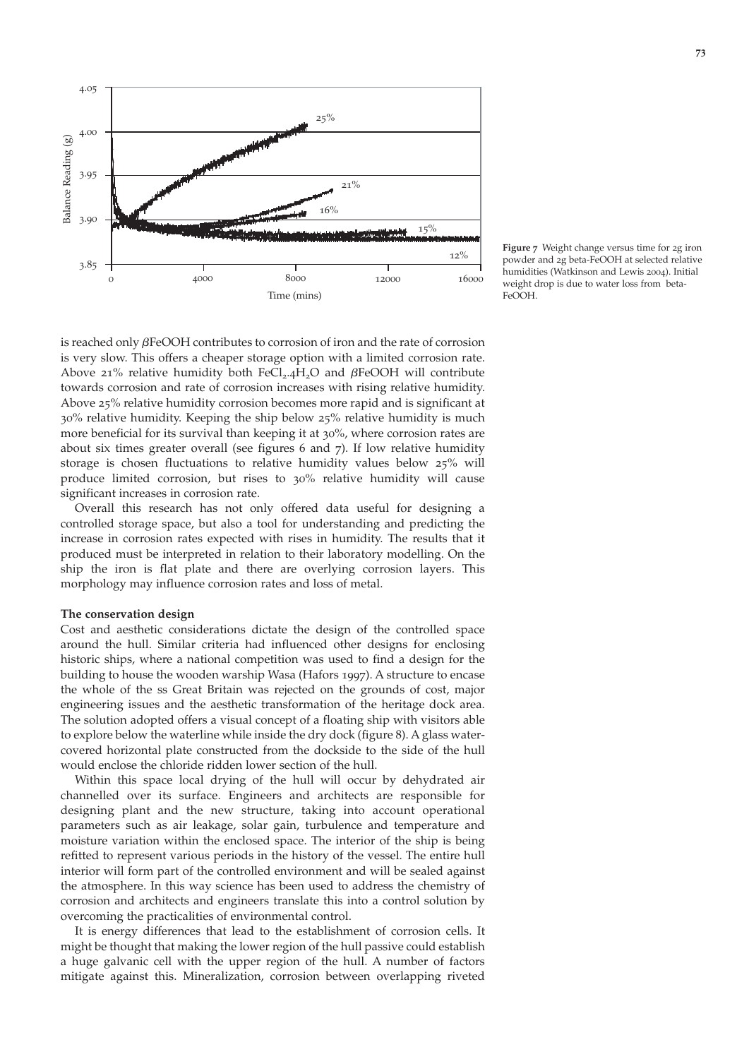**Figure 7** Weight change versus time for 2g iron powder and 2g beta-FeOOH at selected relative humidities (Watkinson and Lewis 2004). Initial weight drop is due to water loss from beta-FeOOH.

is reached only βFeOOH contributes to corrosion of iron and the rate of corrosion is very slow. This offers a cheaper storage option with a limited corrosion rate. Above 21% relative humidity both $FeCl_2.4H_2O$ and βFeOOH will contribute towards corrosion and rate of corrosion increases with rising relative humidity. Above 25% relative humidity corrosion becomes more rapid and is significant at 30% relative humidity. Keeping the ship below 25% relative humidity is much more beneficial for its survival than keeping it at 30%, where corrosion rates are about six times greater overall (see figures 6 and 7). If low relative humidity storage is chosen fluctuations to relative humidity values below 25% will produce limited corrosion, but rises to 30% relative humidity will cause significant increases in corrosion rate.

Overall this research has not only offered data useful for designing a controlled storage space, but also a tool for understanding and predicting the increase in corrosion rates expected with rises in humidity. The results that it produced must be interpreted in relation to their laboratory modelling. On the ship the iron is flat plate and there are overlying corrosion layers. This morphology may influence corrosion rates and loss of metal.

**The conservation design**

Cost and aesthetic considerations dictate the design of the controlled space around the hull. Similar criteria had influenced other designs for enclosing historic ships, where a national competition was used to find a design for the building to house the wooden warship Wasa (Hafors 1997). A structure to encase the whole of the ss Great Britain was rejected on the grounds of cost, major engineering issues and the aesthetic transformation of the heritage dock area. The solution adopted offers a visual concept of a floating ship with visitors able to explore below the waterline while inside the dry dock (figure 8). A glass water-covered horizontal plate constructed from the dockside to the side of the hull would enclose the chloride ridden lower section of the hull.

Within this space local drying of the hull will occur by dehydrated air channelled over its surface. Engineers and architects are responsible for designing plant and the new structure, taking into account operational parameters such as air leakage, solar gain, turbulence and temperature and moisture variation within the enclosed space. The interior of the ship is being refitted to represent various periods in the history of the vessel. The entire hull interior will form part of the controlled environment and will be sealed against the atmosphere. In this way science has been used to address the chemistry of corrosion and architects and engineers translate this into a control solution by overcoming the practicalities of environmental control.

It is energy differences that lead to the establishment of corrosion cells. It might be thought that making the lower region of the hull passive could establish a huge galvanic cell with the upper region of the hull. A number of factors mitigate against this. Mineralization, corrosion between overlapping riveted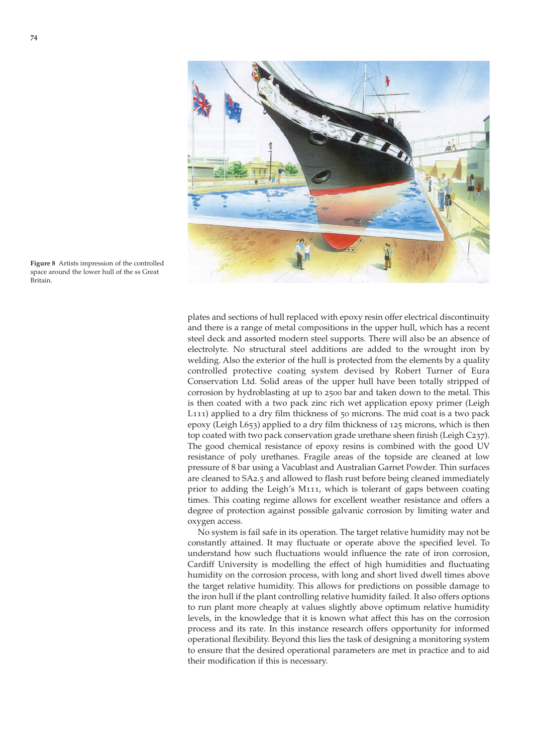**Figure 8** Artists impression of the controlled space around the lower hull of the ss Great Britain.

plates and sections of hull replaced with epoxy resin offer electrical discontinuity and there is a range of metal compositions in the upper hull, which has a recent steel deck and assorted modern steel supports. There will also be an absence of electrolyte. No structural steel additions are added to the wrought iron by welding. Also the exterior of the hull is protected from the elements by a quality controlled protective coating system devised by Robert Turner of Eura Conservation Ltd. Solid areas of the upper hull have been totally stripped of corrosion by hydroblasting at up to 2500 bar and taken down to the metal. This is then coated with a two pack zinc rich wet application epoxy primer (Leigh L111) applied to a dry film thickness of 50 microns. The mid coat is a two pack epoxy (Leigh L653) applied to a dry film thickness of 125 microns, which is then top coated with two pack conservation grade urethane sheen finish (Leigh C237). The good chemical resistance of epoxy resins is combined with the good UV resistance of poly urethanes. Fragile areas of the topside are cleaned at low pressure of 8 bar using a Vacublast and Australian Garnet Powder. Thin surfaces are cleaned to SA2.5 and allowed to flash rust before being cleaned immediately prior to adding the Leigh's M111, which is tolerant of gaps between coating times. This coating regime allows for excellent weather resistance and offers a degree of protection against possible galvanic corrosion by limiting water and oxygen access.

No system is fail safe in its operation. The target relative humidity may not be constantly attained. It may fluctuate or operate above the specified level. To understand how such fluctuations would influence the rate of iron corrosion, Cardiff University is modelling the effect of high humidities and fluctuating humidity on the corrosion process, with long and short lived dwell times above the target relative humidity. This allows for predictions on possible damage to the iron hull if the plant controlling relative humidity failed. It also offers options to run plant more cheaply at values slightly above optimum relative humidity levels, in the knowledge that it is known what affect this has on the corrosion process and its rate. In this instance research offers opportunity for informed operational flexibility. Beyond this lies the task of designing a monitoring system to ensure that the desired operational parameters are met in practice and to aid their modification if this is necessary.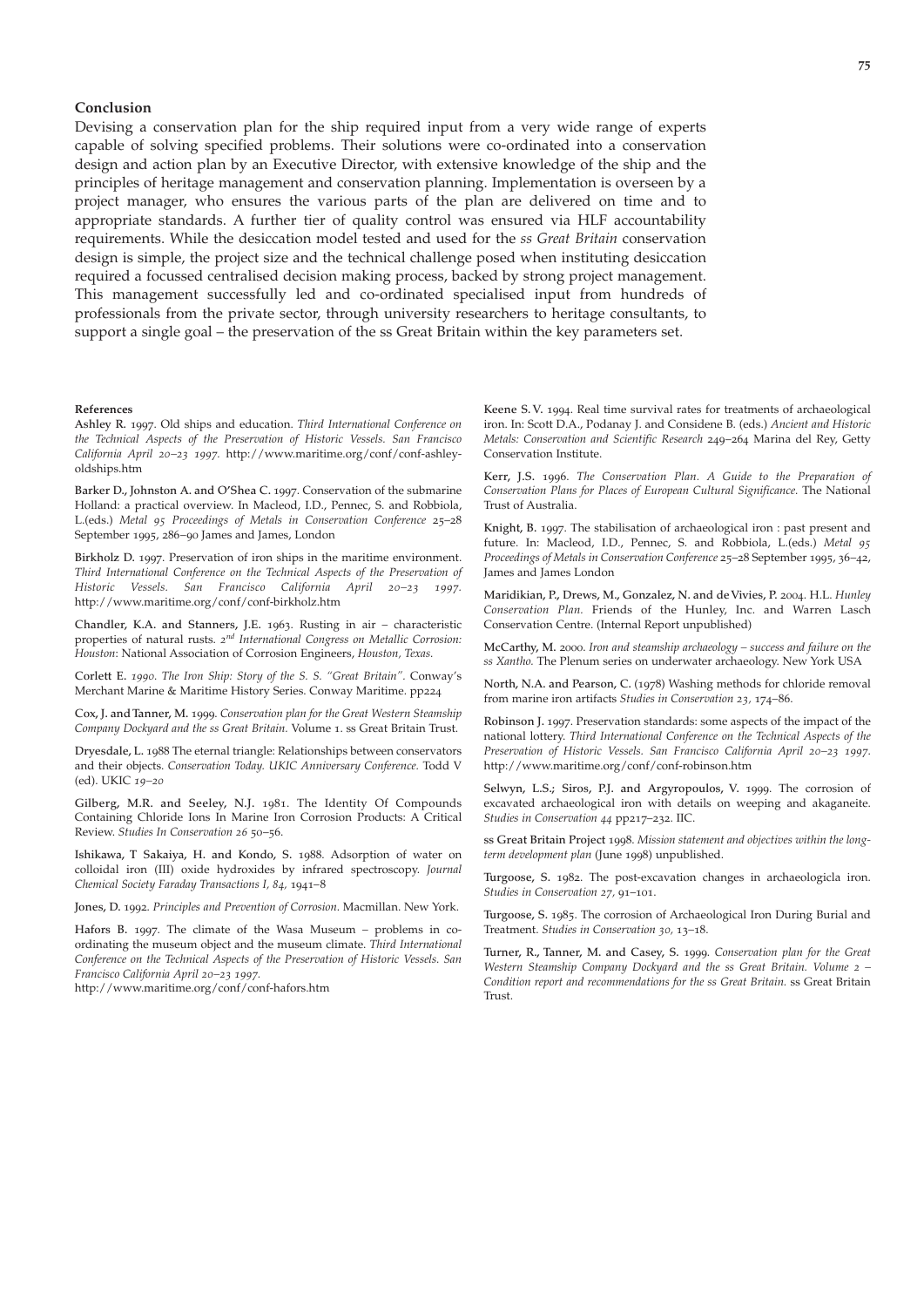## Conclusion

Devising a conservation plan for the ship required input from a very wide range of experts capable of solving specified problems. Their solutions were co-ordinated into a conservation design and action plan by an Executive Director, with extensive knowledge of the ship and the principles of heritage management and conservation planning. Implementation is overseen by a project manager, who ensures the various parts of the plan are delivered on time and to appropriate standards. A further tier of quality control was ensured via HLF accountability requirements. While the desiccation model tested and used for the *ss Great Britain* conservation design is simple, the project size and the technical challenge posed when instituting desiccation required a focussed centralised decision making process, backed by strong project management. This management successfully led and co-ordinated specialised input from hundreds of professionals from the private sector, through university researchers to heritage consultants, to support a single goal – the preservation of the ss Great Britain within the key parameters set.

### References

Ashley R. 1997. Old ships and education. *Third International Conference on the Technical Aspects of the Preservation of Historic Vessels. San Francisco California April 20–23 1997.* http://www.maritime.org/conf/conf-ashley-oldships.htm

Barker D., Johnston A. and O'Shea C. 1997. Conservation of the submarine Holland: a practical overview. In Macleod, I.D., Pennec, S. and Robbiola, L.(eds.) *Metal 95 Proceedings of Metals in Conservation Conference* 25–28 September 1995, 286–90 James and James, London

Birkholz D. 1997. Preservation of iron ships in the maritime environment. *Third International Conference on the Technical Aspects of the Preservation of Historic Vessels. San Francisco California April 20–23 1997.* http://www.maritime.org/conf/conf-birkholz.htm

Chandler, K.A. and Stanners, J.E. 1963. Rusting in air – characteristic properties of natural rusts. *2nd International Congress on Metallic Corrosion: Houston*: National Association of Corrosion Engineers, *Houston, Texas.*

Corlett E. *1990. The Iron Ship: Story of the S. S. "Great Britain".* Conway's Merchant Marine & Maritime History Series. Conway Maritime. pp224

Cox, J. and Tanner, M. 1999. *Conservation plan for the Great Western Steamship Company Dockyard and the ss Great Britain.* Volume 1. ss Great Britain Trust.

Dryesdale, L. 1988 The eternal triangle: Relationships between conservators and their objects. *Conservation Today. UKIC Anniversary Conference.* Todd V (ed). UKIC *19–20*

Gilberg, M.R. and Seeley, N.J. 1981. The Identity Of Compounds Containing Chloride Ions In Marine Iron Corrosion Products: A Critical Review. *Studies In Conservation 26* 50–56.

Ishikawa, T Sakaiya, H. and Kondo, S. 1988. Adsorption of water on colloidal iron (III) oxide hydroxides by infrared spectroscopy. *Journal Chemical Society Faraday Transactions I, 84,* 1941–8

Jones, D. 1992. *Principles and Prevention of Corrosion.* Macmillan. New York.

Hafors B. 1997. The climate of the Wasa Museum – problems in co-ordinating the museum object and the museum climate. *Third International Conference on the Technical Aspects of the Preservation of Historic Vessels. San Francisco California April 20–23 1997.*
http://www.maritime.org/conf/conf-hafors.htm

Keene S. V. 1994. Real time survival rates for treatments of archaeological iron. In: Scott D.A., Podanay J. and Considene B. (eds.) *Ancient and Historic Metals: Conservation and Scientific Research* 249–264 Marina del Rey, Getty Conservation Institute.

Kerr, J.S. 1996. *The Conservation Plan. A Guide to the Preparation of Conservation Plans for Places of European Cultural Significance.* The National Trust of Australia.

Knight, B. 1997. The stabilisation of archaeological iron : past present and future. In: Macleod, I.D., Pennec, S. and Robbiola, L.(eds.) *Metal 95 Proceedings of Metals in Conservation Conference* 25–28 September 1995, 36–42, James and James London

Maridikian, P., Drews, M., Gonzalez, N. and de Vivies, P. 2004. H.L. *Hunley Conservation Plan.* Friends of the Hunley, Inc. and Warren Lasch Conservation Centre. (Internal Report unpublished)

McCarthy, M. 2000. *Iron and steamship archaeology – success and failure on the ss Xantho.* The Plenum series on underwater archaeology. New York USA

North, N.A. and Pearson, C. (1978) Washing methods for chloride removal from marine iron artifacts *Studies in Conservation 23,* 174–86.

Robinson J. 1997. Preservation standards: some aspects of the impact of the national lottery. *Third International Conference on the Technical Aspects of the Preservation of Historic Vessels. San Francisco California April 20–23 1997.* http://www.maritime.org/conf/conf-robinson.htm

Selwyn, L.S.; Siros, P.J. and Argyropoulos, V. 1999. The corrosion of excavated archaeological iron with details on weeping and akaganeite. *Studies in Conservation 44* pp217–232. IIC.

ss Great Britain Project 1998. *Mission statement and objectives within the long-term development plan* (June 1998) unpublished.

Turgoose, S. 1982. The post-excavation changes in archaeologicla iron. *Studies in Conservation 27,* 91–101.

Turgoose, S. 1985. The corrosion of Archaeological Iron During Burial and Treatment. *Studies in Conservation 30,* 13–18.

Turner, R., Tanner, M. and Casey, S. 1999. *Conservation plan for the Great Western Steamship Company Dockyard and the ss Great Britain. Volume 2 – Condition report and recommendations for the ss Great Britain.* ss Great Britain Trust.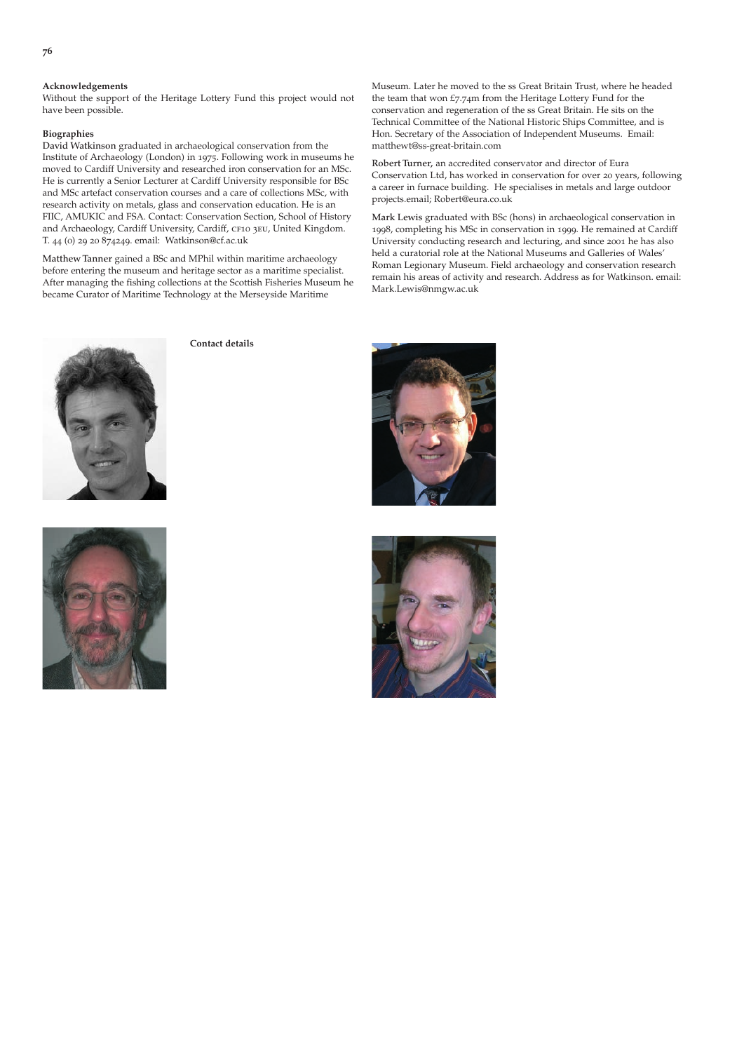#### Acknowledgements

Without the support of the Heritage Lottery Fund this project would not have been possible.

#### Biographies

**David Watkinson** graduated in archaeological conservation from the Institute of Archaeology (London) in 1975. Following work in museums he moved to Cardiff University and researched iron conservation for an MSc. He is currently a Senior Lecturer at Cardiff University responsible for BSc and MSc artefact conservation courses and a care of collections MSc, with research activity on metals, glass and conservation education. He is an FIIC, AMUKIC and FSA. Contact: Conservation Section, School of History and Archaeology, Cardiff University, Cardiff, CF10 3EU, United Kingdom. T. 44 (0) 29 20 874249. email: Watkinson@cf.ac.uk

**Matthew Tanner** gained a BSc and MPhil within maritime archaeology before entering the museum and heritage sector as a maritime specialist. After managing the fishing collections at the Scottish Fisheries Museum he became Curator of Maritime Technology at the Merseyside Maritime Museum. Later he moved to the ss Great Britain Trust, where he headed the team that won £7.74m from the Heritage Lottery Fund for the conservation and regeneration of the ss Great Britain. He sits on the Technical Committee of the National Historic Ships Committee, and is Hon. Secretary of the Association of Independent Museums. Email: matthewt@ss-great-britain.com

**Robert Turner,** an accredited conservator and director of Eura Conservation Ltd, has worked in conservation for over 20 years, following a career in furnace building. He specialises in metals and large outdoor projects.email; Robert@eura.co.uk

**Mark Lewis** graduated with BSc (hons) in archaeological conservation in 1998, completing his MSc in conservation in 1999. He remained at Cardiff University conducting research and lecturing, and since 2001 he has also held a curatorial role at the National Museums and Galleries of Wales' Roman Legionary Museum. Field archaeology and conservation research remain his areas of activity and research. Address as for Watkinson. email: Mark.Lewis@nmgw.ac.uk

**Contact details**